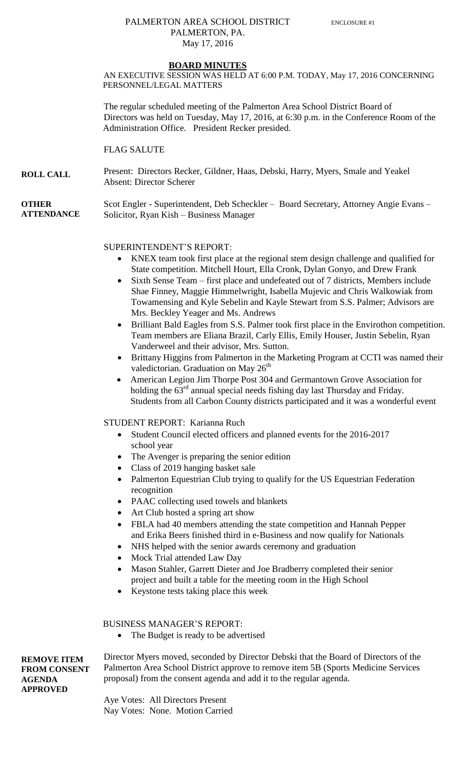PALMERTON AREA SCHOOL DISTRICT ENCLOSURE #1
PALMERTON, PA.
May 17, 2016

## BOARD MINUTES

AN EXECUTIVE SESSION WAS HELD AT 6:00 P.M. TODAY, May 17, 2016 CONCERNING PERSONNEL/LEGAL MATTERS

The regular scheduled meeting of the Palmerton Area School District Board of Directors was held on Tuesday, May 17, 2016, at 6:30 p.m. in the Conference Room of the Administration Office. President Recker presided.

FLAG SALUTE

**ROLL CALL**

Present: Directors Recker, Gildner, Haas, Debski, Harry, Myers, Smale and Yeakel
Absent: Director Scherer

**OTHER ATTENDANCE**

Scot Engler - Superintendent, Deb Scheckler – Board Secretary, Attorney Angie Evans – Solicitor, Ryan Kish – Business Manager

SUPERINTENDENT'S REPORT:

- KNEX team took first place at the regional stem design challenge and qualified for State competition. Mitchell Hourt, Ella Cronk, Dylan Gonyo, and Drew Frank
- Sixth Sense Team – first place and undefeated out of 7 districts, Members include Shae Finney, Maggie Himmelwright, Isabella Mujevic and Chris Walkowiak from Towamensing and Kyle Sebelin and Kayle Stewart from S.S. Palmer; Advisors are Mrs. Beckley Yeager and Ms. Andrews
- Brilliant Bald Eagles from S.S. Palmer took first place in the Envirothon competition. Team members are Eliana Brazil, Carly Ellis, Emily Houser, Justin Sebelin, Ryan Vanderweel and their advisor, Mrs. Sutton.
- Brittany Higgins from Palmerton in the Marketing Program at CCTI was named their valedictorian. Graduation on May 26th
- American Legion Jim Thorpe Post 304 and Germantown Grove Association for holding the 63rd annual special needs fishing day last Thursday and Friday. Students from all Carbon County districts participated and it was a wonderful event

STUDENT REPORT: Karianna Ruch

- Student Council elected officers and planned events for the 2016-2017 school year
- The Avenger is preparing the senior edition
- Class of 2019 hanging basket sale
- Palmerton Equestrian Club trying to qualify for the US Equestrian Federation recognition
- PAAC collecting used towels and blankets
- Art Club hosted a spring art show
- FBLA had 40 members attending the state competition and Hannah Pepper and Erika Beers finished third in e-Business and now qualify for Nationals
- NHS helped with the senior awards ceremony and graduation
- Mock Trial attended Law Day
- Mason Stahler, Garrett Dieter and Joe Bradberry completed their senior project and built a table for the meeting room in the High School
- Keystone tests taking place this week

BUSINESS MANAGER'S REPORT:

- The Budget is ready to be advertised

**REMOVE ITEM FROM CONSENT AGENDA APPROVED**

Director Myers moved, seconded by Director Debski that the Board of Directors of the Palmerton Area School District approve to remove item 5B (Sports Medicine Services proposal) from the consent agenda and add it to the regular agenda.

Aye Votes: All Directors Present
Nay Votes: None. Motion Carried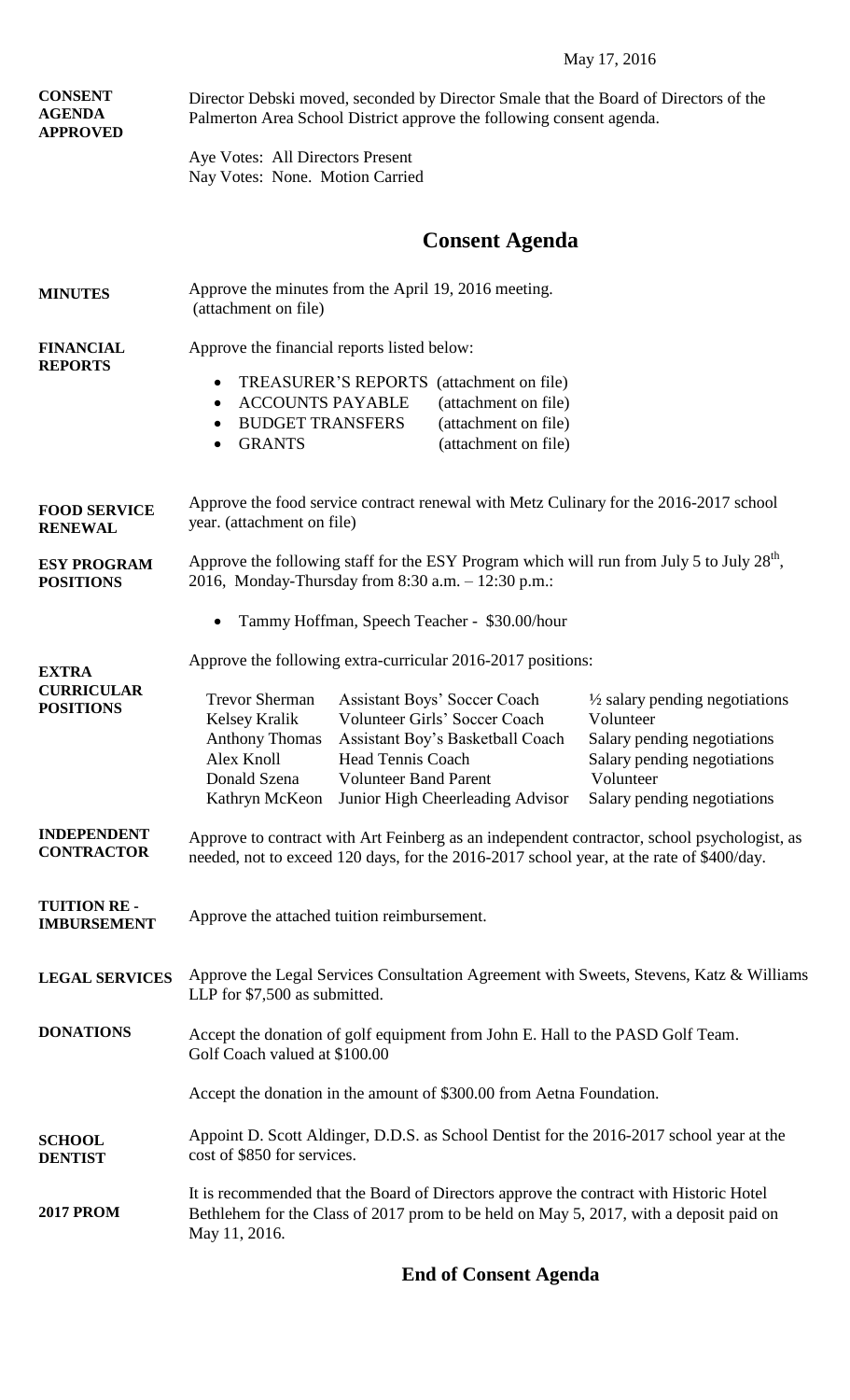May 17, 2016

**CONSENT AGENDA APPROVED**

Director Debski moved, seconded by Director Smale that the Board of Directors of the Palmerton Area School District approve the following consent agenda.

Aye Votes: All Directors Present
Nay Votes: None. Motion Carried

## Consent Agenda

**MINUTES**

Approve the minutes from the April 19, 2016 meeting. (attachment on file)

**FINANCIAL REPORTS**

Approve the financial reports listed below:

- TREASURER'S REPORTS (attachment on file)
- ACCOUNTS PAYABLE (attachment on file)
- BUDGET TRANSFERS (attachment on file)
- GRANTS (attachment on file)

**FOOD SERVICE RENEWAL**

Approve the food service contract renewal with Metz Culinary for the 2016-2017 school year. (attachment on file)

**ESY PROGRAM POSITIONS**

Approve the following staff for the ESY Program which will run from July 5 to July 28th, 2016, Monday-Thursday from 8:30 a.m. – 12:30 p.m.:

- Tammy Hoffman, Speech Teacher - $30.00/hour

**EXTRA CURRICULAR POSITIONS**

Approve the following extra-curricular 2016-2017 positions:

| | | |
|---|---|---|
| Trevor Sherman | Assistant Boys' Soccer Coach | ½ salary pending negotiations |
| Kelsey Kralik | Volunteer Girls' Soccer Coach | Volunteer |
| Anthony Thomas | Assistant Boy's Basketball Coach | Salary pending negotiations |
| Alex Knoll | Head Tennis Coach | Salary pending negotiations |
| Donald Szena | Volunteer Band Parent | Volunteer |
| Kathryn McKeon | Junior High Cheerleading Advisor | Salary pending negotiations |

**INDEPENDENT CONTRACTOR**

Approve to contract with Art Feinberg as an independent contractor, school psychologist, as needed, not to exceed 120 days, for the 2016-2017 school year, at the rate of $400/day.

**TUITION RE-IMBURSEMENT**

Approve the attached tuition reimbursement.

**LEGAL SERVICES**

Approve the Legal Services Consultation Agreement with Sweets, Stevens, Katz & Williams LLP for $7,500 as submitted.

**DONATIONS**

Accept the donation of golf equipment from John E. Hall to the PASD Golf Team. Golf Coach valued at $100.00

Accept the donation in the amount of $300.00 from Aetna Foundation.

**SCHOOL DENTIST**

Appoint D. Scott Aldinger, D.D.S. as School Dentist for the 2016-2017 school year at the cost of $850 for services.

**2017 PROM**

It is recommended that the Board of Directors approve the contract with Historic Hotel Bethlehem for the Class of 2017 prom to be held on May 5, 2017, with a deposit paid on May 11, 2016.

## End of Consent Agenda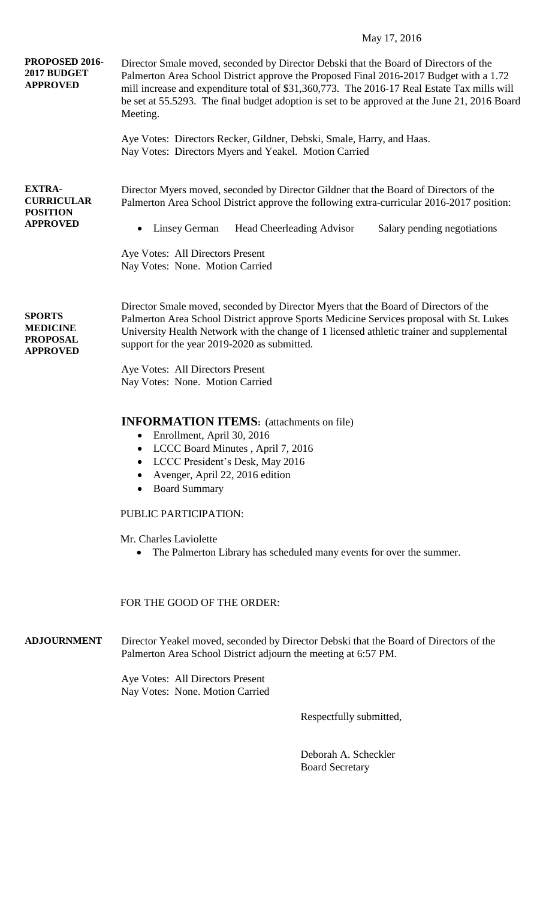May 17, 2016

**PROPOSED 2016-2017 BUDGET APPROVED**

Director Smale moved, seconded by Director Debski that the Board of Directors of the Palmerton Area School District approve the Proposed Final 2016-2017 Budget with a 1.72 mill increase and expenditure total of $31,360,773. The 2016-17 Real Estate Tax mills will be set at 55.5293. The final budget adoption is set to be approved at the June 21, 2016 Board Meeting.

Aye Votes: Directors Recker, Gildner, Debski, Smale, Harry, and Haas.
Nay Votes: Directors Myers and Yeakel. Motion Carried

**EXTRA-CURRICULAR POSITION APPROVED**

Director Myers moved, seconded by Director Gildner that the Board of Directors of the Palmerton Area School District approve the following extra-curricular 2016-2017 position:

- Linsey German Head Cheerleading Advisor Salary pending negotiations

Aye Votes: All Directors Present
Nay Votes: None. Motion Carried

**SPORTS MEDICINE PROPOSAL APPROVED**

Director Smale moved, seconded by Director Myers that the Board of Directors of the Palmerton Area School District approve Sports Medicine Services proposal with St. Lukes University Health Network with the change of 1 licensed athletic trainer and supplemental support for the year 2019-2020 as submitted.

Aye Votes: All Directors Present
Nay Votes: None. Motion Carried

## INFORMATION ITEMS: (attachments on file)

- Enrollment, April 30, 2016
- LCCC Board Minutes , April 7, 2016
- LCCC President's Desk, May 2016
- Avenger, April 22, 2016 edition
- Board Summary

PUBLIC PARTICIPATION:

Mr. Charles Laviolette

- The Palmerton Library has scheduled many events for over the summer.

FOR THE GOOD OF THE ORDER:

**ADJOURNMENT**

Director Yeakel moved, seconded by Director Debski that the Board of Directors of the Palmerton Area School District adjourn the meeting at 6:57 PM.

Aye Votes: All Directors Present
Nay Votes: None. Motion Carried

Respectfully submitted,

Deborah A. Scheckler
Board Secretary